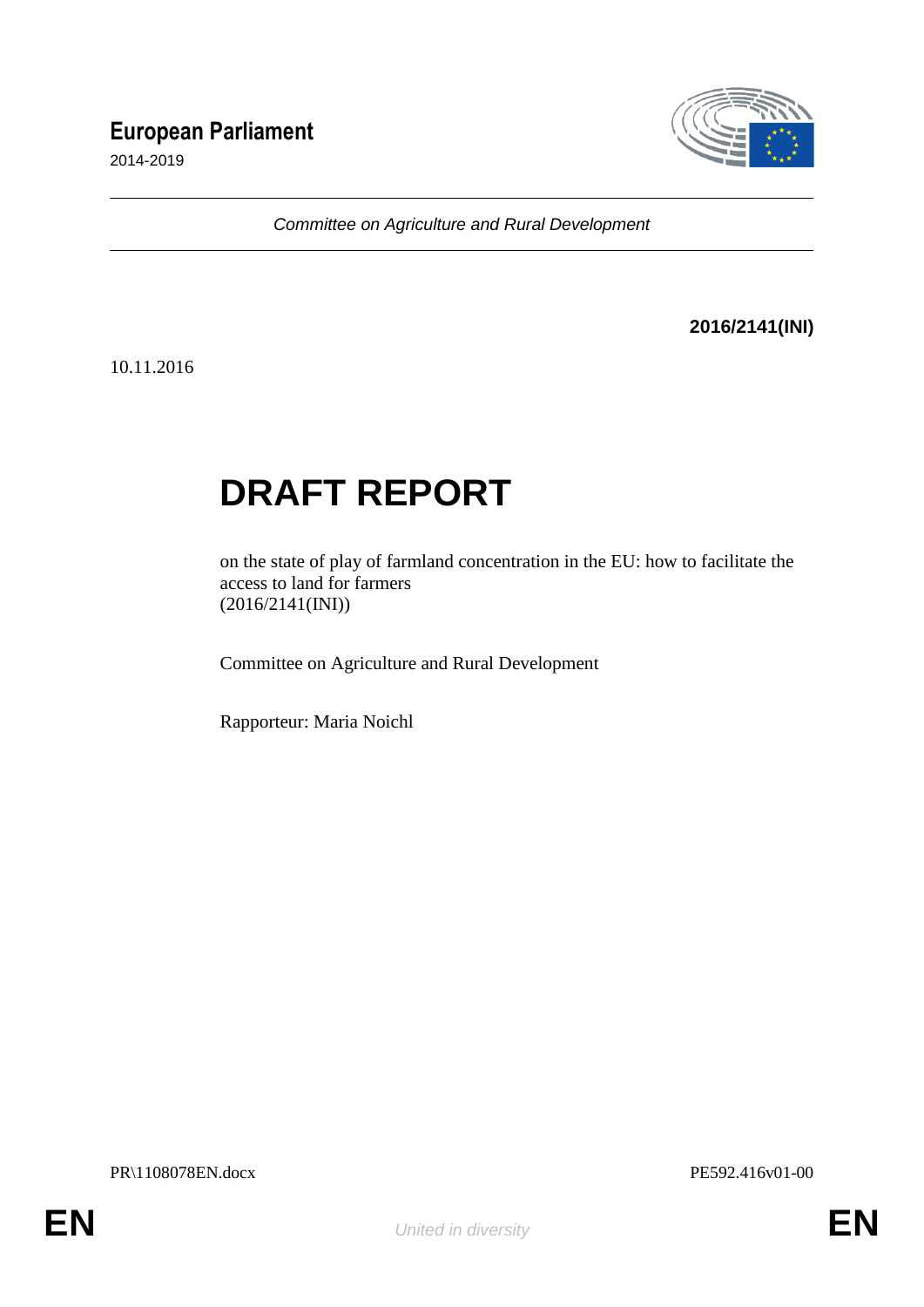**European Parliament**

2014-2019

*Committee on Agriculture and Rural Development*

**2016/2141(INI)**

10.11.2016

# DRAFT REPORT

on the state of play of farmland concentration in the EU: how to facilitate the access to land for farmers
(2016/2141(INI))

Committee on Agriculture and Rural Development

Rapporteur: Maria Noichl

PR\1108078EN.docx PE592.416v01-00

EN *United in diversity* EN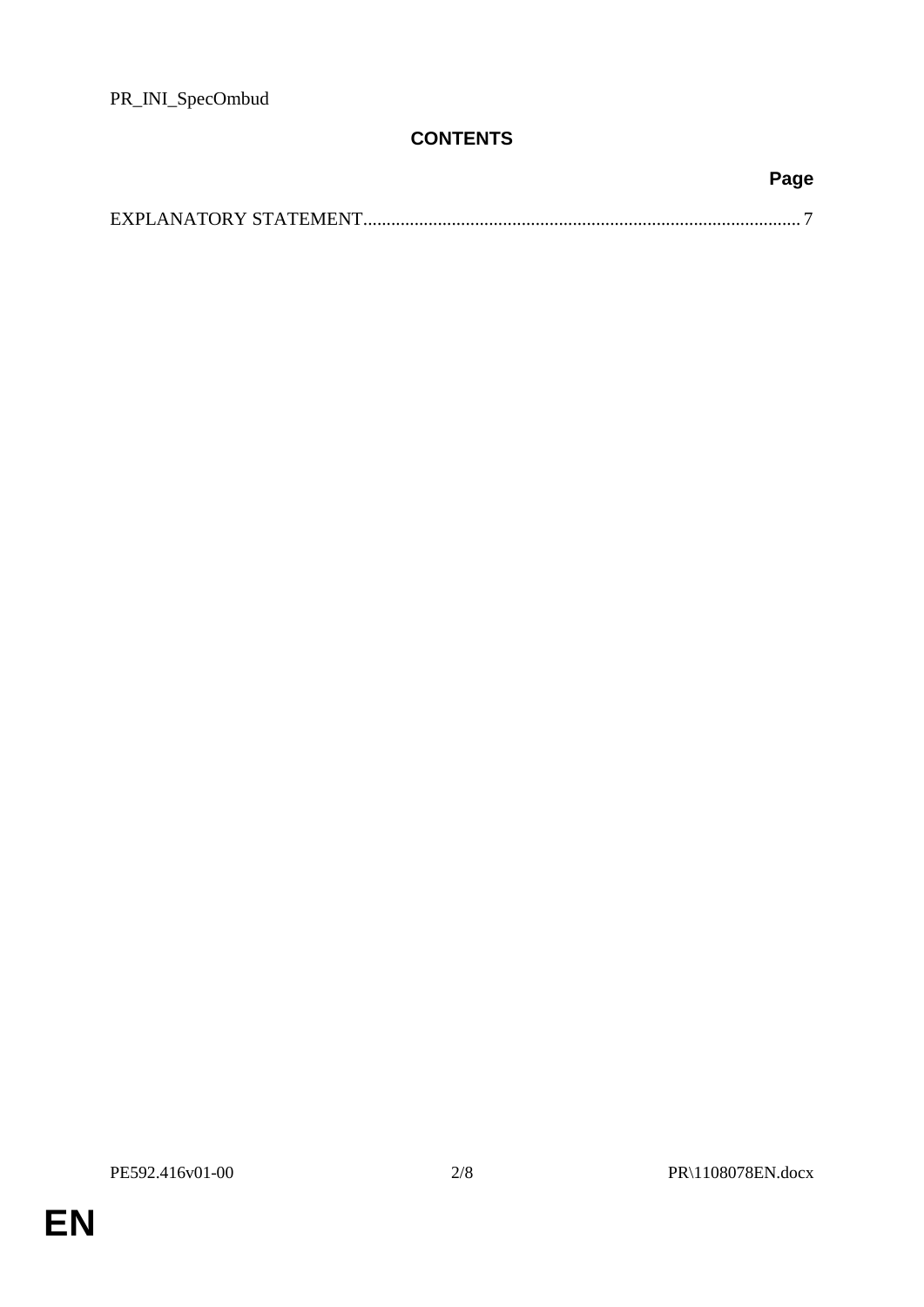PR_INI_SpecOmbud

## CONTENTS

| | Page |
|---|---|
| EXPLANATORY STATEMENT | 7 |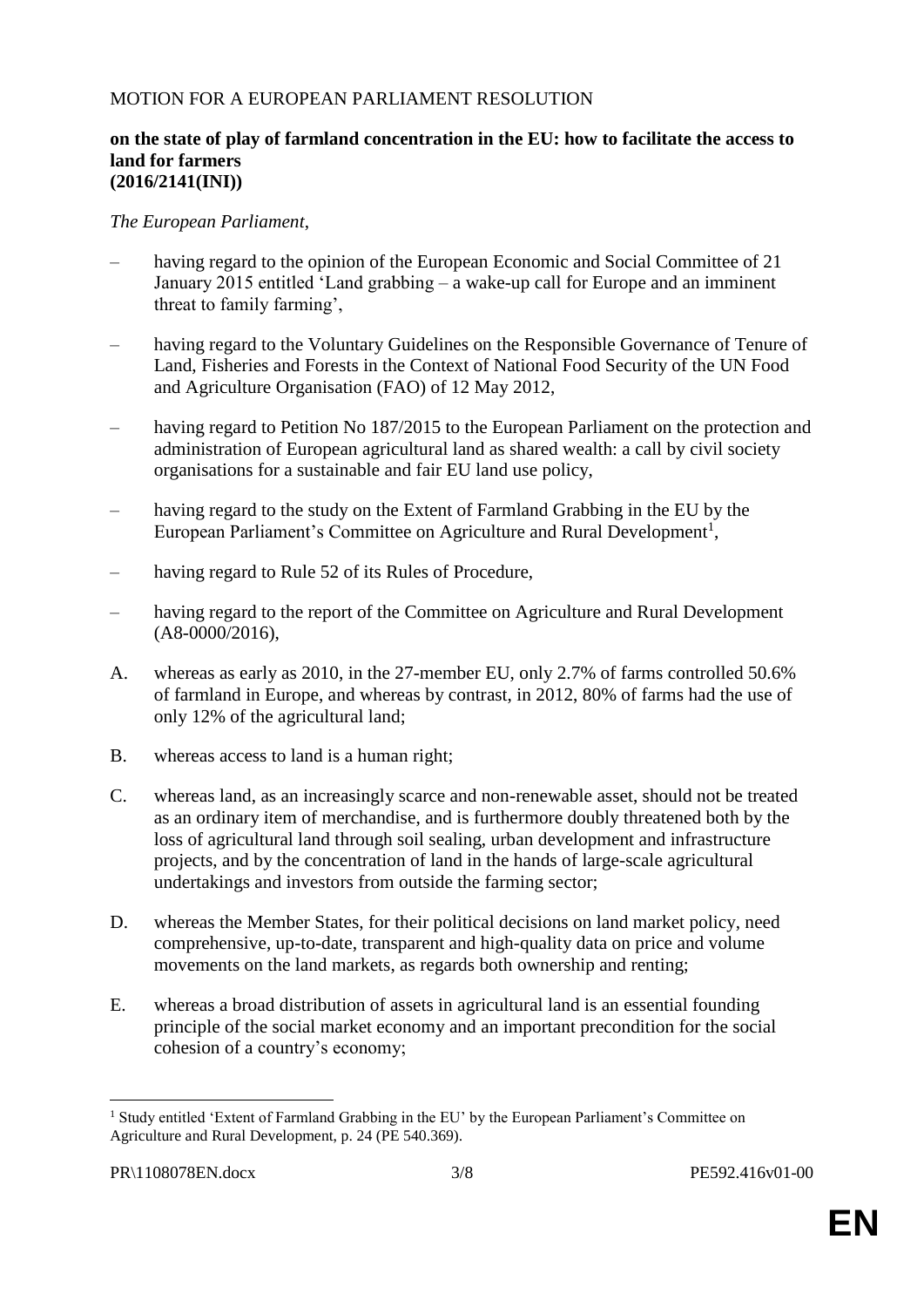MOTION FOR A EUROPEAN PARLIAMENT RESOLUTION

**on the state of play of farmland concentration in the EU: how to facilitate the access to land for farmers**
**(2016/2141(INI))**

*The European Parliament*,

– having regard to the opinion of the European Economic and Social Committee of 21 January 2015 entitled 'Land grabbing – a wake-up call for Europe and an imminent threat to family farming',

– having regard to the Voluntary Guidelines on the Responsible Governance of Tenure of Land, Fisheries and Forests in the Context of National Food Security of the UN Food and Agriculture Organisation (FAO) of 12 May 2012,

– having regard to Petition No 187/2015 to the European Parliament on the protection and administration of European agricultural land as shared wealth: a call by civil society organisations for a sustainable and fair EU land use policy,

– having regard to the study on the Extent of Farmland Grabbing in the EU by the European Parliament's Committee on Agriculture and Rural Development[1],

– having regard to Rule 52 of its Rules of Procedure,

– having regard to the report of the Committee on Agriculture and Rural Development (A8-0000/2016),

A. whereas as early as 2010, in the 27-member EU, only 2.7% of farms controlled 50.6% of farmland in Europe, and whereas by contrast, in 2012, 80% of farms had the use of only 12% of the agricultural land;

B. whereas access to land is a human right;

C. whereas land, as an increasingly scarce and non-renewable asset, should not be treated as an ordinary item of merchandise, and is furthermore doubly threatened both by the loss of agricultural land through soil sealing, urban development and infrastructure projects, and by the concentration of land in the hands of large-scale agricultural undertakings and investors from outside the farming sector;

D. whereas the Member States, for their political decisions on land market policy, need comprehensive, up-to-date, transparent and high-quality data on price and volume movements on the land markets, as regards both ownership and renting;

E. whereas a broad distribution of assets in agricultural land is an essential founding principle of the social market economy and an important precondition for the social cohesion of a country's economy;

---

[1] Study entitled 'Extent of Farmland Grabbing in the EU' by the European Parliament's Committee on Agriculture and Rural Development, p. 24 (PE 540.369).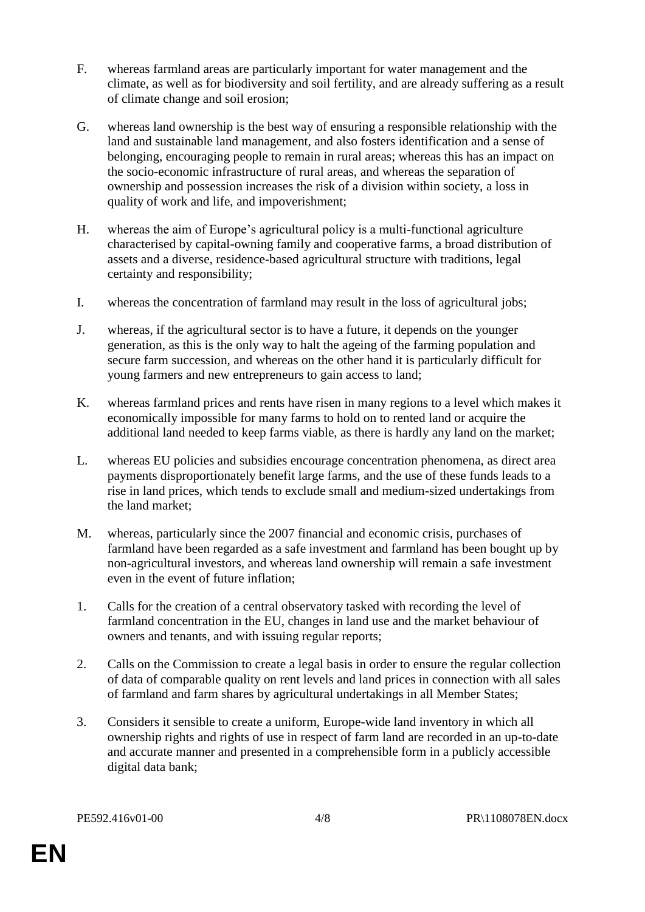F. whereas farmland areas are particularly important for water management and the climate, as well as for biodiversity and soil fertility, and are already suffering as a result of climate change and soil erosion;

G. whereas land ownership is the best way of ensuring a responsible relationship with the land and sustainable land management, and also fosters identification and a sense of belonging, encouraging people to remain in rural areas; whereas this has an impact on the socio-economic infrastructure of rural areas, and whereas the separation of ownership and possession increases the risk of a division within society, a loss in quality of work and life, and impoverishment;

H. whereas the aim of Europe's agricultural policy is a multi-functional agriculture characterised by capital-owning family and cooperative farms, a broad distribution of assets and a diverse, residence-based agricultural structure with traditions, legal certainty and responsibility;

I. whereas the concentration of farmland may result in the loss of agricultural jobs;

J. whereas, if the agricultural sector is to have a future, it depends on the younger generation, as this is the only way to halt the ageing of the farming population and secure farm succession, and whereas on the other hand it is particularly difficult for young farmers and new entrepreneurs to gain access to land;

K. whereas farmland prices and rents have risen in many regions to a level which makes it economically impossible for many farms to hold on to rented land or acquire the additional land needed to keep farms viable, as there is hardly any land on the market;

L. whereas EU policies and subsidies encourage concentration phenomena, as direct area payments disproportionately benefit large farms, and the use of these funds leads to a rise in land prices, which tends to exclude small and medium-sized undertakings from the land market;

M. whereas, particularly since the 2007 financial and economic crisis, purchases of farmland have been regarded as a safe investment and farmland has been bought up by non-agricultural investors, and whereas land ownership will remain a safe investment even in the event of future inflation;

1. Calls for the creation of a central observatory tasked with recording the level of farmland concentration in the EU, changes in land use and the market behaviour of owners and tenants, and with issuing regular reports;

2. Calls on the Commission to create a legal basis in order to ensure the regular collection of data of comparable quality on rent levels and land prices in connection with all sales of farmland and farm shares by agricultural undertakings in all Member States;

3. Considers it sensible to create a uniform, Europe-wide land inventory in which all ownership rights and rights of use in respect of farm land are recorded in an up-to-date and accurate manner and presented in a comprehensible form in a publicly accessible digital data bank;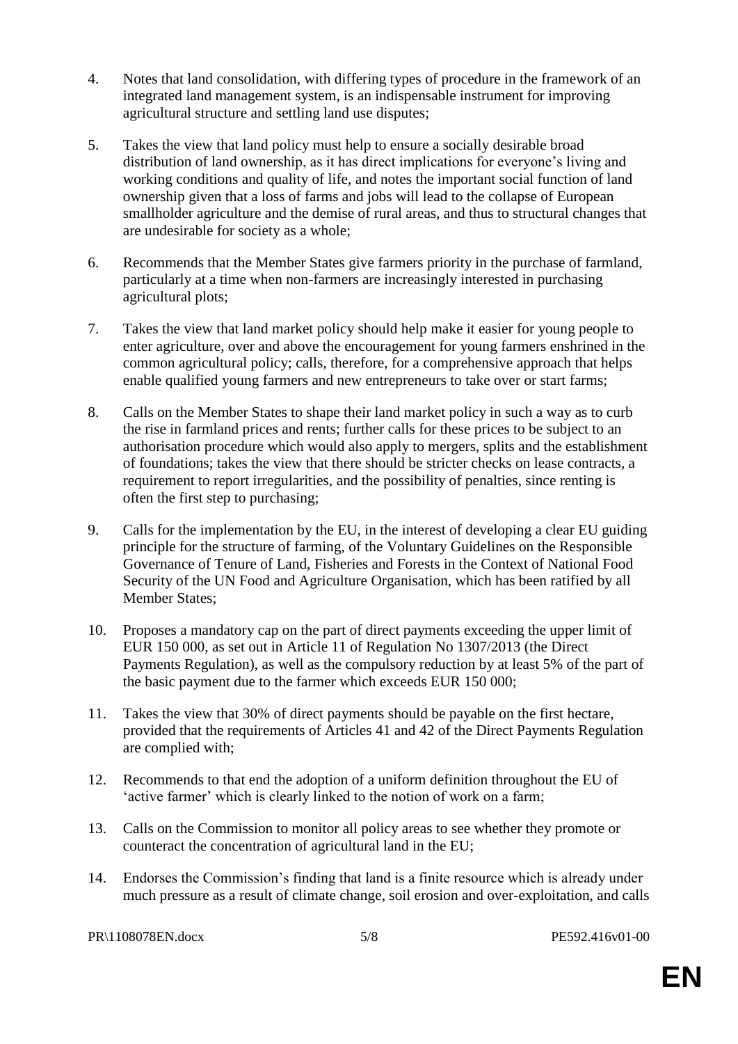4. Notes that land consolidation, with differing types of procedure in the framework of an integrated land management system, is an indispensable instrument for improving agricultural structure and settling land use disputes;

5. Takes the view that land policy must help to ensure a socially desirable broad distribution of land ownership, as it has direct implications for everyone's living and working conditions and quality of life, and notes the important social function of land ownership given that a loss of farms and jobs will lead to the collapse of European smallholder agriculture and the demise of rural areas, and thus to structural changes that are undesirable for society as a whole;

6. Recommends that the Member States give farmers priority in the purchase of farmland, particularly at a time when non-farmers are increasingly interested in purchasing agricultural plots;

7. Takes the view that land market policy should help make it easier for young people to enter agriculture, over and above the encouragement for young farmers enshrined in the common agricultural policy; calls, therefore, for a comprehensive approach that helps enable qualified young farmers and new entrepreneurs to take over or start farms;

8. Calls on the Member States to shape their land market policy in such a way as to curb the rise in farmland prices and rents; further calls for these prices to be subject to an authorisation procedure which would also apply to mergers, splits and the establishment of foundations; takes the view that there should be stricter checks on lease contracts, a requirement to report irregularities, and the possibility of penalties, since renting is often the first step to purchasing;

9. Calls for the implementation by the EU, in the interest of developing a clear EU guiding principle for the structure of farming, of the Voluntary Guidelines on the Responsible Governance of Tenure of Land, Fisheries and Forests in the Context of National Food Security of the UN Food and Agriculture Organisation, which has been ratified by all Member States;

10. Proposes a mandatory cap on the part of direct payments exceeding the upper limit of EUR 150 000, as set out in Article 11 of Regulation No 1307/2013 (the Direct Payments Regulation), as well as the compulsory reduction by at least 5% of the part of the basic payment due to the farmer which exceeds EUR 150 000;

11. Takes the view that 30% of direct payments should be payable on the first hectare, provided that the requirements of Articles 41 and 42 of the Direct Payments Regulation are complied with;

12. Recommends to that end the adoption of a uniform definition throughout the EU of 'active farmer' which is clearly linked to the notion of work on a farm;

13. Calls on the Commission to monitor all policy areas to see whether they promote or counteract the concentration of agricultural land in the EU;

14. Endorses the Commission's finding that land is a finite resource which is already under much pressure as a result of climate change, soil erosion and over-exploitation, and calls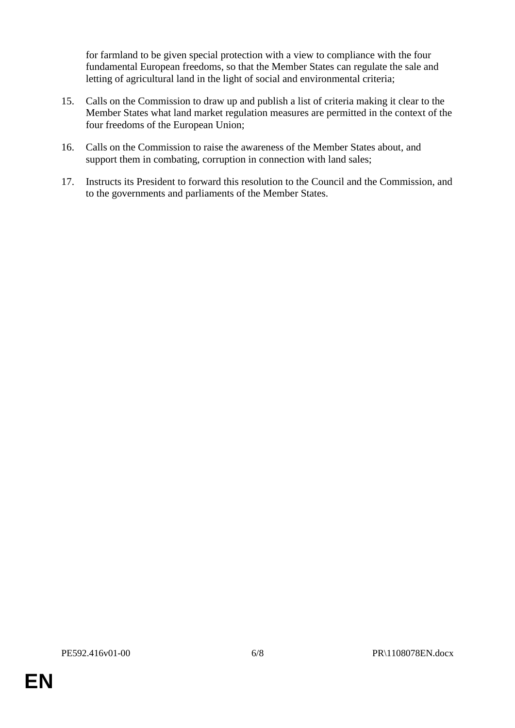for farmland to be given special protection with a view to compliance with the four fundamental European freedoms, so that the Member States can regulate the sale and letting of agricultural land in the light of social and environmental criteria;

15. Calls on the Commission to draw up and publish a list of criteria making it clear to the Member States what land market regulation measures are permitted in the context of the four freedoms of the European Union;

16. Calls on the Commission to raise the awareness of the Member States about, and support them in combating, corruption in connection with land sales;

17. Instructs its President to forward this resolution to the Council and the Commission, and to the governments and parliaments of the Member States.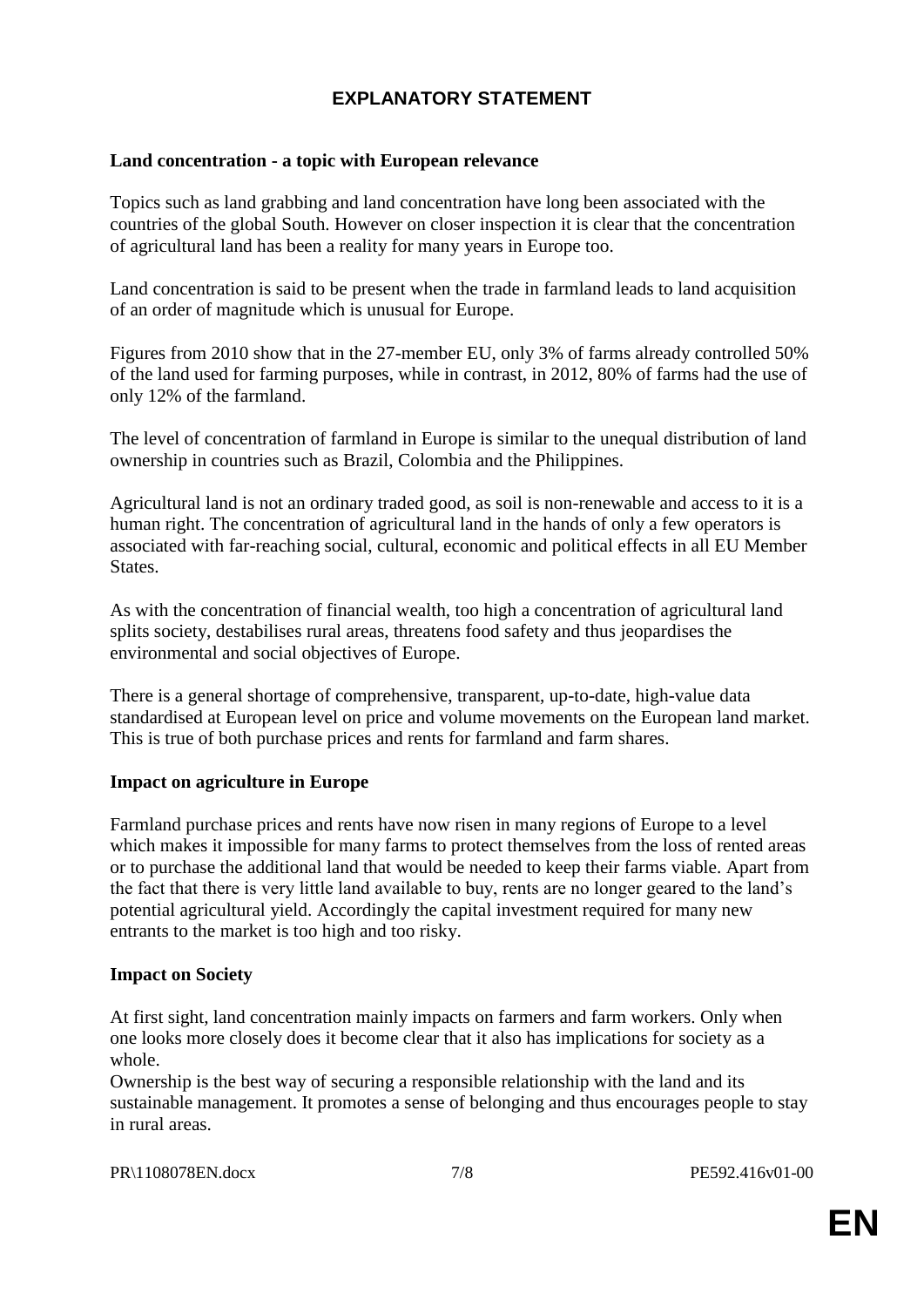# EXPLANATORY STATEMENT

**Land concentration - a topic with European relevance**

Topics such as land grabbing and land concentration have long been associated with the countries of the global South. However on closer inspection it is clear that the concentration of agricultural land has been a reality for many years in Europe too.

Land concentration is said to be present when the trade in farmland leads to land acquisition of an order of magnitude which is unusual for Europe.

Figures from 2010 show that in the 27-member EU, only 3% of farms already controlled 50% of the land used for farming purposes, while in contrast, in 2012, 80% of farms had the use of only 12% of the farmland.

The level of concentration of farmland in Europe is similar to the unequal distribution of land ownership in countries such as Brazil, Colombia and the Philippines.

Agricultural land is not an ordinary traded good, as soil is non-renewable and access to it is a human right. The concentration of agricultural land in the hands of only a few operators is associated with far-reaching social, cultural, economic and political effects in all EU Member States.

As with the concentration of financial wealth, too high a concentration of agricultural land splits society, destabilises rural areas, threatens food safety and thus jeopardises the environmental and social objectives of Europe.

There is a general shortage of comprehensive, transparent, up-to-date, high-value data standardised at European level on price and volume movements on the European land market. This is true of both purchase prices and rents for farmland and farm shares.

**Impact on agriculture in Europe**

Farmland purchase prices and rents have now risen in many regions of Europe to a level which makes it impossible for many farms to protect themselves from the loss of rented areas or to purchase the additional land that would be needed to keep their farms viable. Apart from the fact that there is very little land available to buy, rents are no longer geared to the land's potential agricultural yield. Accordingly the capital investment required for many new entrants to the market is too high and too risky.

**Impact on Society**

At first sight, land concentration mainly impacts on farmers and farm workers. Only when one looks more closely does it become clear that it also has implications for society as a whole.

Ownership is the best way of securing a responsible relationship with the land and its sustainable management. It promotes a sense of belonging and thus encourages people to stay in rural areas.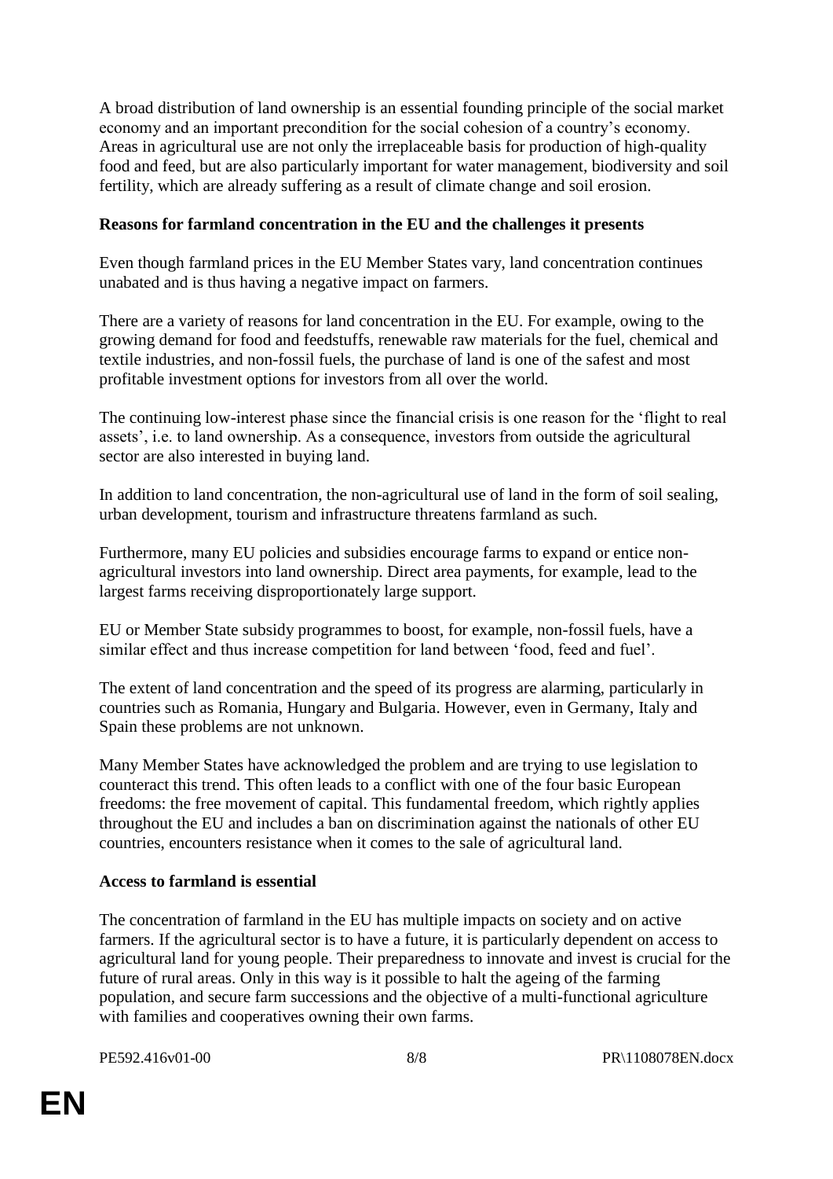A broad distribution of land ownership is an essential founding principle of the social market economy and an important precondition for the social cohesion of a country's economy. Areas in agricultural use are not only the irreplaceable basis for production of high-quality food and feed, but are also particularly important for water management, biodiversity and soil fertility, which are already suffering as a result of climate change and soil erosion.

**Reasons for farmland concentration in the EU and the challenges it presents**

Even though farmland prices in the EU Member States vary, land concentration continues unabated and is thus having a negative impact on farmers.

There are a variety of reasons for land concentration in the EU. For example, owing to the growing demand for food and feedstuffs, renewable raw materials for the fuel, chemical and textile industries, and non-fossil fuels, the purchase of land is one of the safest and most profitable investment options for investors from all over the world.

The continuing low-interest phase since the financial crisis is one reason for the 'flight to real assets', i.e. to land ownership. As a consequence, investors from outside the agricultural sector are also interested in buying land.

In addition to land concentration, the non-agricultural use of land in the form of soil sealing, urban development, tourism and infrastructure threatens farmland as such.

Furthermore, many EU policies and subsidies encourage farms to expand or entice non-agricultural investors into land ownership. Direct area payments, for example, lead to the largest farms receiving disproportionately large support.

EU or Member State subsidy programmes to boost, for example, non-fossil fuels, have a similar effect and thus increase competition for land between 'food, feed and fuel'.

The extent of land concentration and the speed of its progress are alarming, particularly in countries such as Romania, Hungary and Bulgaria. However, even in Germany, Italy and Spain these problems are not unknown.

Many Member States have acknowledged the problem and are trying to use legislation to counteract this trend. This often leads to a conflict with one of the four basic European freedoms: the free movement of capital. This fundamental freedom, which rightly applies throughout the EU and includes a ban on discrimination against the nationals of other EU countries, encounters resistance when it comes to the sale of agricultural land.

**Access to farmland is essential**

The concentration of farmland in the EU has multiple impacts on society and on active farmers. If the agricultural sector is to have a future, it is particularly dependent on access to agricultural land for young people. Their preparedness to innovate and invest is crucial for the future of rural areas. Only in this way is it possible to halt the ageing of the farming population, and secure farm successions and the objective of a multi-functional agriculture with families and cooperatives owning their own farms.